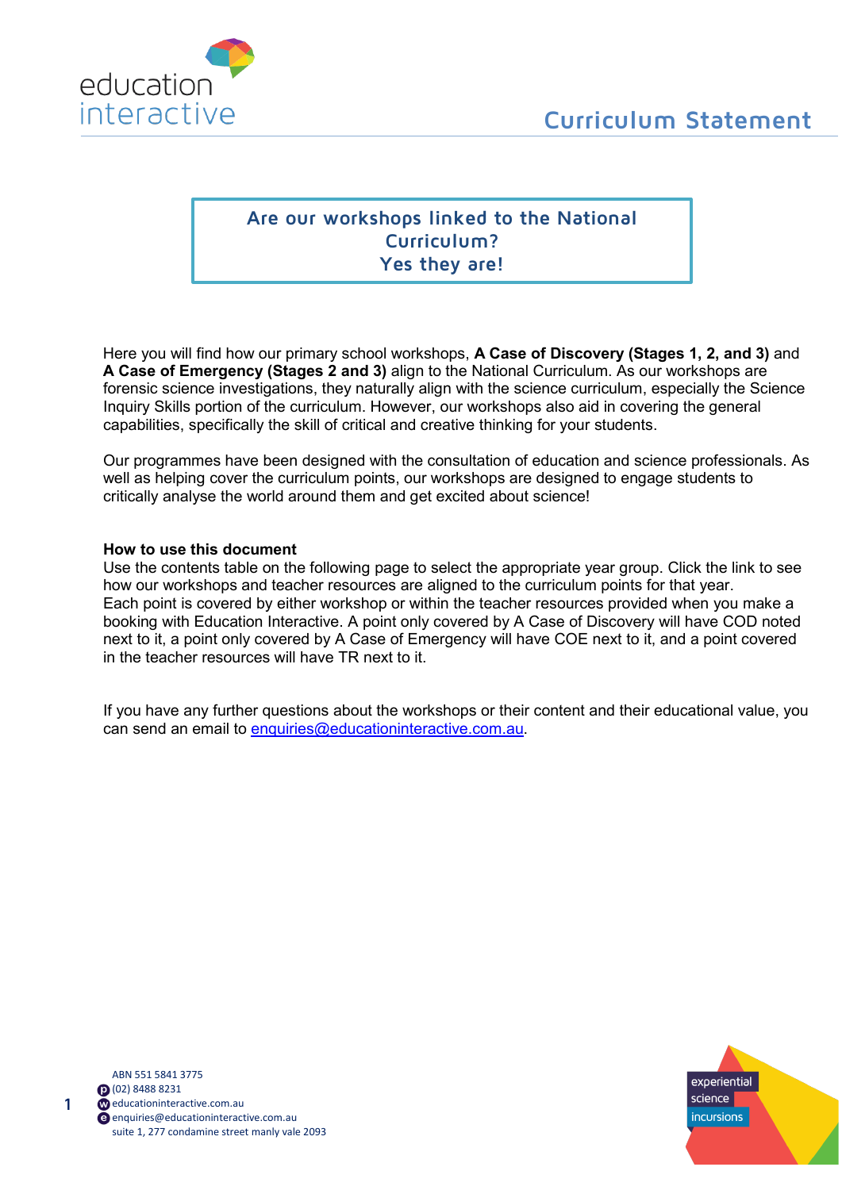# Curriculum Statement

**Are our workshops linked to the National Curriculum?**
**Yes they are!**

Here you will find how our primary school workshops, **A Case of Discovery (Stages 1, 2, and 3)** and **A Case of Emergency (Stages 2 and 3)** align to the National Curriculum. As our workshops are forensic science investigations, they naturally align with the science curriculum, especially the Science Inquiry Skills portion of the curriculum. However, our workshops also aid in covering the general capabilities, specifically the skill of critical and creative thinking for your students.

Our programmes have been designed with the consultation of education and science professionals. As well as helping cover the curriculum points, our workshops are designed to engage students to critically analyse the world around them and get excited about science!

**How to use this document**

Use the contents table on the following page to select the appropriate year group. Click the link to see how our workshops and teacher resources are aligned to the curriculum points for that year. Each point is covered by either workshop or within the teacher resources provided when you make a booking with Education Interactive. A point only covered by A Case of Discovery will have COD noted next to it, a point only covered by A Case of Emergency will have COE next to it, and a point covered in the teacher resources will have TR next to it.

If you have any further questions about the workshops or their content and their educational value, you can send an email to enquiries@educationinteractive.com.au.

ABN 551 5841 3775
p (02) 8488 8231
w educationinteractive.com.au
e enquiries@educationinteractive.com.au
suite 1, 277 condamine street manly vale 2093

experiential science incursions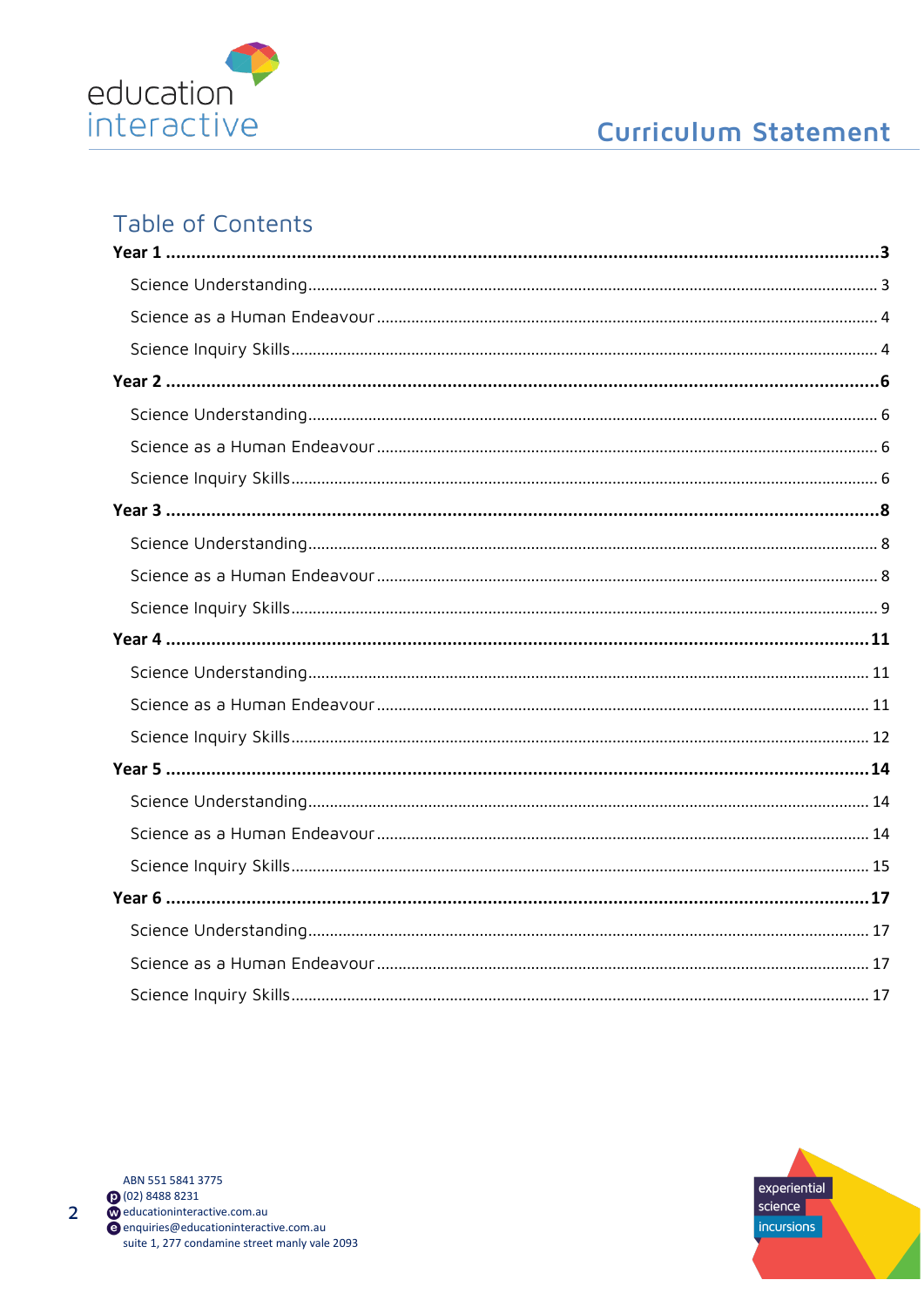## Table of Contents

**Year 1** ............................................................ **3**

- Science Understanding ............................................................ 3
- Science as a Human Endeavour ............................................................ 4
- Science Inquiry Skills ............................................................ 4

**Year 2** ............................................................ **6**

- Science Understanding ............................................................ 6
- Science as a Human Endeavour ............................................................ 6
- Science Inquiry Skills ............................................................ 6

**Year 3** ............................................................ **8**

- Science Understanding ............................................................ 8
- Science as a Human Endeavour ............................................................ 8
- Science Inquiry Skills ............................................................ 9

**Year 4** ............................................................ **11**

- Science Understanding ............................................................ 11
- Science as a Human Endeavour ............................................................ 11
- Science Inquiry Skills ............................................................ 12

**Year 5** ............................................................ **14**

- Science Understanding ............................................................ 14
- Science as a Human Endeavour ............................................................ 14
- Science Inquiry Skills ............................................................ 15

**Year 6** ............................................................ **17**

- Science Understanding ............................................................ 17
- Science as a Human Endeavour ............................................................ 17
- Science Inquiry Skills ............................................................ 17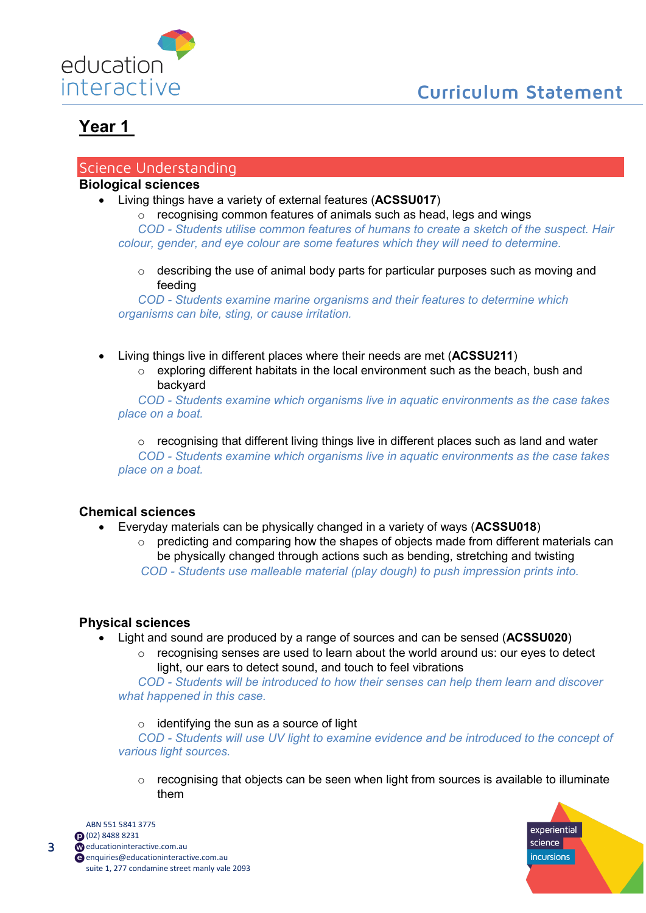## Year 1

### Science Understanding

**Biological sciences**

- Living things have a variety of external features (**ACSSU017**)
  - recognising common features of animals such as head, legs and wings

    *COD - Students utilise common features of humans to create a sketch of the suspect. Hair colour, gender, and eye colour are some features which they will need to determine.*

  - describing the use of animal body parts for particular purposes such as moving and feeding

    *COD - Students examine marine organisms and their features to determine which organisms can bite, sting, or cause irritation.*

- Living things live in different places where their needs are met (**ACSSU211**)
  - exploring different habitats in the local environment such as the beach, bush and backyard

    *COD - Students examine which organisms live in aquatic environments as the case takes place on a boat.*

  - recognising that different living things live in different places such as land and water

    *COD - Students examine which organisms live in aquatic environments as the case takes place on a boat.*

**Chemical sciences**

- Everyday materials can be physically changed in a variety of ways (**ACSSU018**)
  - predicting and comparing how the shapes of objects made from different materials can be physically changed through actions such as bending, stretching and twisting

    *COD - Students use malleable material (play dough) to push impression prints into.*

**Physical sciences**

- Light and sound are produced by a range of sources and can be sensed (**ACSSU020**)
  - recognising senses are used to learn about the world around us: our eyes to detect light, our ears to detect sound, and touch to feel vibrations

    *COD - Students will be introduced to how their senses can help them learn and discover what happened in this case.*

  - identifying the sun as a source of light

    *COD - Students will use UV light to examine evidence and be introduced to the concept of various light sources.*

  - recognising that objects can be seen when light from sources is available to illuminate them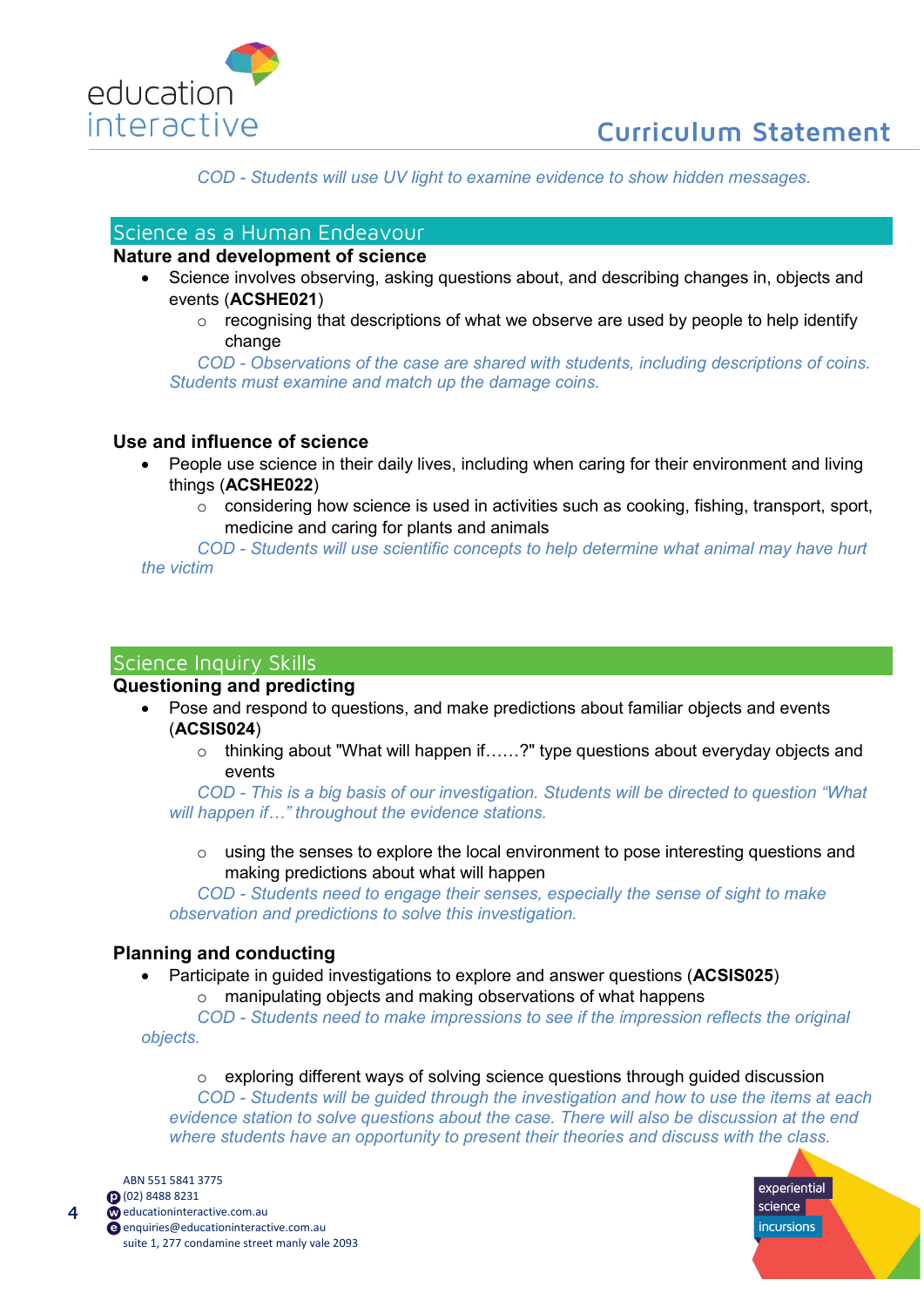*COD - Students will use UV light to examine evidence to show hidden messages.*

## Science as a Human Endeavour

### Nature and development of science

- Science involves observing, asking questions about, and describing changes in, objects and events (**ACSHE021**)
  - recognising that descriptions of what we observe are used by people to help identify change

*COD - Observations of the case are shared with students, including descriptions of coins. Students must examine and match up the damage coins.*

### Use and influence of science

- People use science in their daily lives, including when caring for their environment and living things (**ACSHE022**)
  - considering how science is used in activities such as cooking, fishing, transport, sport, medicine and caring for plants and animals

*COD - Students will use scientific concepts to help determine what animal may have hurt the victim*

## Science Inquiry Skills

### Questioning and predicting

- Pose and respond to questions, and make predictions about familiar objects and events (**ACSIS024**)
  - thinking about "What will happen if……?" type questions about everyday objects and events

*COD - This is a big basis of our investigation. Students will be directed to question "What will happen if…" throughout the evidence stations.*

  - using the senses to explore the local environment to pose interesting questions and making predictions about what will happen

*COD - Students need to engage their senses, especially the sense of sight to make observation and predictions to solve this investigation.*

### Planning and conducting

- Participate in guided investigations to explore and answer questions (**ACSIS025**)
  - manipulating objects and making observations of what happens

*COD - Students need to make impressions to see if the impression reflects the original objects.*

  - exploring different ways of solving science questions through guided discussion

*COD - Students will be guided through the investigation and how to use the items at each evidence station to solve questions about the case. There will also be discussion at the end where students have an opportunity to present their theories and discuss with the class.*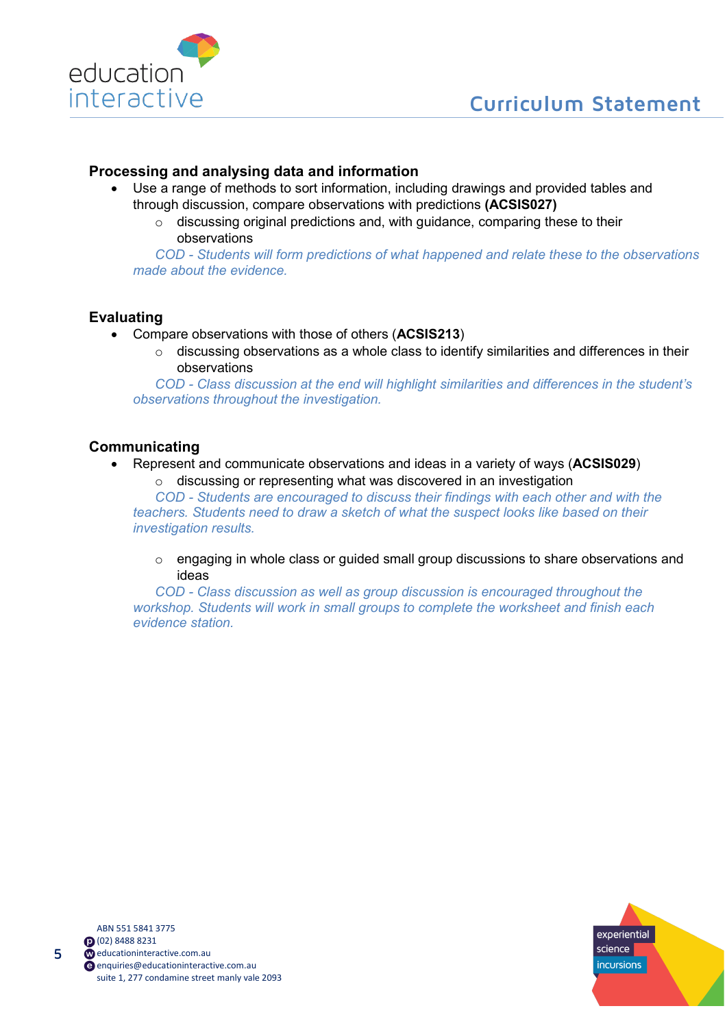### Processing and analysing data and information

- Use a range of methods to sort information, including drawings and provided tables and through discussion, compare observations with predictions **(ACSIS027)**
  - discussing original predictions and, with guidance, comparing these to their observations

  *COD - Students will form predictions of what happened and relate these to the observations made about the evidence.*

### Evaluating

- Compare observations with those of others (**ACSIS213**)
  - discussing observations as a whole class to identify similarities and differences in their observations

  *COD - Class discussion at the end will highlight similarities and differences in the student's observations throughout the investigation.*

### Communicating

- Represent and communicate observations and ideas in a variety of ways (**ACSIS029**)
  - discussing or representing what was discovered in an investigation

    *COD - Students are encouraged to discuss their findings with each other and with the teachers. Students need to draw a sketch of what the suspect looks like based on their investigation results.*

  - engaging in whole class or guided small group discussions to share observations and ideas

    *COD - Class discussion as well as group discussion is encouraged throughout the workshop. Students will work in small groups to complete the worksheet and finish each evidence station.*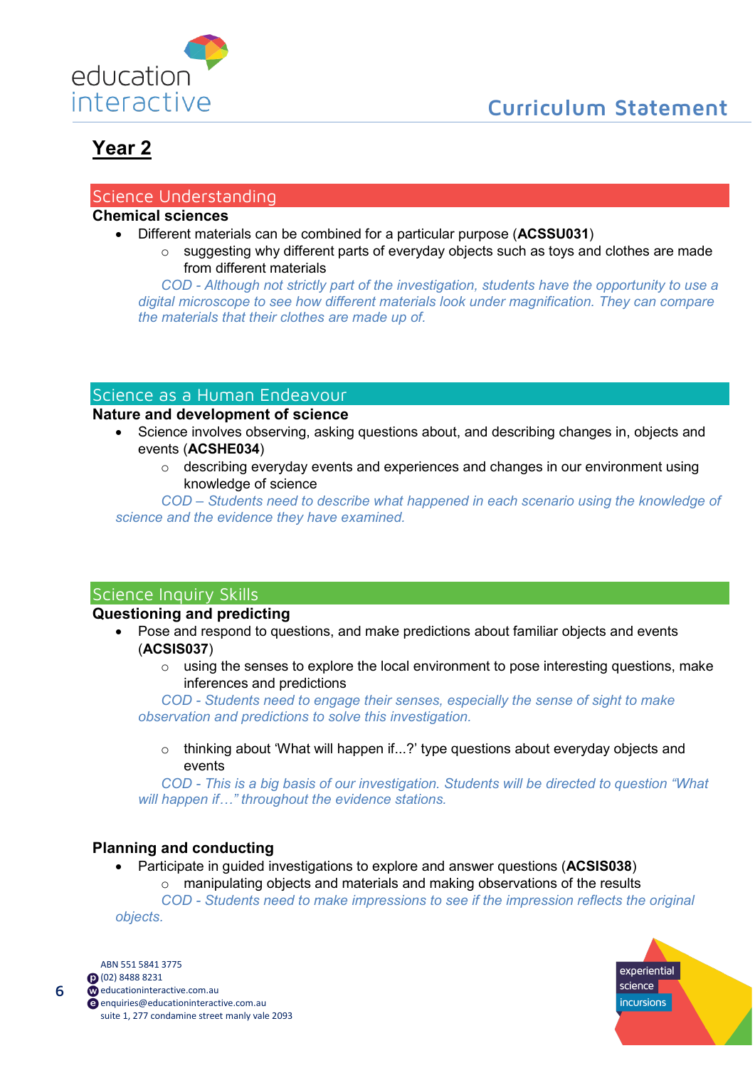# Year 2

## Science Understanding

### Chemical sciences

- Different materials can be combined for a particular purpose (**ACSSU031**)
  - suggesting why different parts of everyday objects such as toys and clothes are made from different materials

  *COD - Although not strictly part of the investigation, students have the opportunity to use a digital microscope to see how different materials look under magnification. They can compare the materials that their clothes are made up of.*

## Science as a Human Endeavour

### Nature and development of science

- Science involves observing, asking questions about, and describing changes in, objects and events (**ACSHE034**)
  - describing everyday events and experiences and changes in our environment using knowledge of science

  *COD – Students need to describe what happened in each scenario using the knowledge of science and the evidence they have examined.*

## Science Inquiry Skills

### Questioning and predicting

- Pose and respond to questions, and make predictions about familiar objects and events (**ACSIS037**)
  - using the senses to explore the local environment to pose interesting questions, make inferences and predictions

  *COD - Students need to engage their senses, especially the sense of sight to make observation and predictions to solve this investigation.*

  - thinking about 'What will happen if...?' type questions about everyday objects and events

  *COD - This is a big basis of our investigation. Students will be directed to question "What will happen if…" throughout the evidence stations.*

### Planning and conducting

- Participate in guided investigations to explore and answer questions (**ACSIS038**)
  - manipulating objects and materials and making observations of the results

  *COD - Students need to make impressions to see if the impression reflects the original objects.*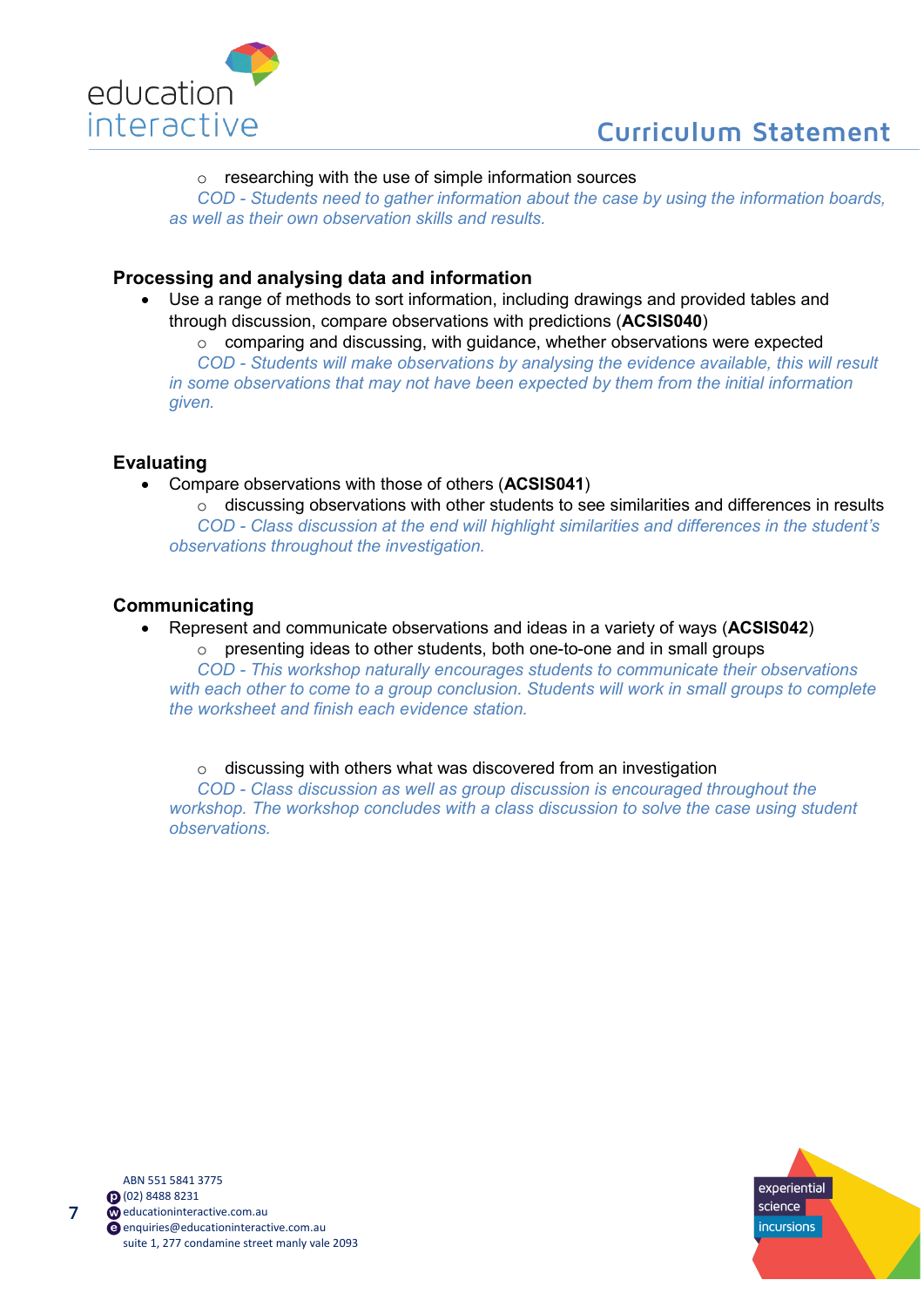- researching with the use of simple information sources

  *COD - Students need to gather information about the case by using the information boards, as well as their own observation skills and results.*

## Processing and analysing data and information

- Use a range of methods to sort information, including drawings and provided tables and through discussion, compare observations with predictions (**ACSIS040**)
  - comparing and discussing, with guidance, whether observations were expected

    *COD - Students will make observations by analysing the evidence available, this will result in some observations that may not have been expected by them from the initial information given.*

## Evaluating

- Compare observations with those of others (**ACSIS041**)
  - discussing observations with other students to see similarities and differences in results

    *COD - Class discussion at the end will highlight similarities and differences in the student's observations throughout the investigation.*

## Communicating

- Represent and communicate observations and ideas in a variety of ways (**ACSIS042**)
  - presenting ideas to other students, both one-to-one and in small groups

    *COD - This workshop naturally encourages students to communicate their observations with each other to come to a group conclusion. Students will work in small groups to complete the worksheet and finish each evidence station.*

  - discussing with others what was discovered from an investigation

    *COD - Class discussion as well as group discussion is encouraged throughout the workshop. The workshop concludes with a class discussion to solve the case using student observations.*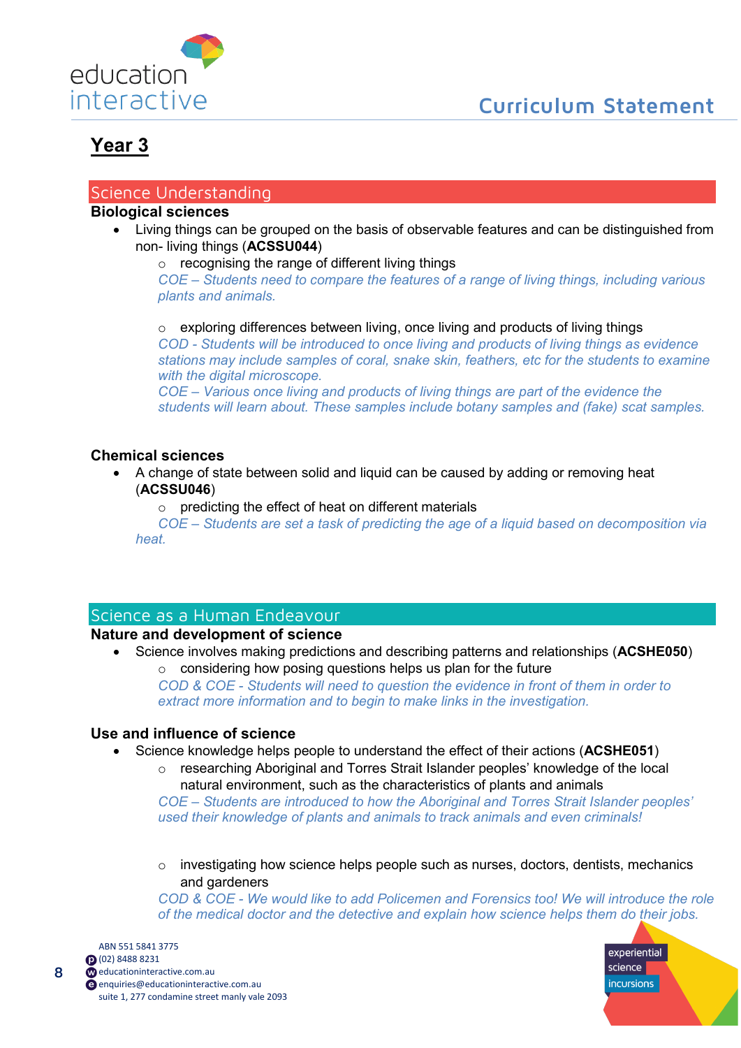# Year 3

## Science Understanding

### Biological sciences

- Living things can be grouped on the basis of observable features and can be distinguished from non- living things (**ACSSU044**)
  - recognising the range of different living things

    *COE – Students need to compare the features of a range of living things, including various plants and animals.*

  - exploring differences between living, once living and products of living things

    *COD - Students will be introduced to once living and products of living things as evidence stations may include samples of coral, snake skin, feathers, etc for the students to examine with the digital microscope.*

    *COE – Various once living and products of living things are part of the evidence the students will learn about. These samples include botany samples and (fake) scat samples.*

### Chemical sciences

- A change of state between solid and liquid can be caused by adding or removing heat (**ACSSU046**)
  - predicting the effect of heat on different materials

    *COE – Students are set a task of predicting the age of a liquid based on decomposition via heat.*

## Science as a Human Endeavour

### Nature and development of science

- Science involves making predictions and describing patterns and relationships (**ACSHE050**)
  - considering how posing questions helps us plan for the future

    *COD & COE - Students will need to question the evidence in front of them in order to extract more information and to begin to make links in the investigation.*

### Use and influence of science

- Science knowledge helps people to understand the effect of their actions (**ACSHE051**)
  - researching Aboriginal and Torres Strait Islander peoples' knowledge of the local natural environment, such as the characteristics of plants and animals

    *COE – Students are introduced to how the Aboriginal and Torres Strait Islander peoples' used their knowledge of plants and animals to track animals and even criminals!*

  - investigating how science helps people such as nurses, doctors, dentists, mechanics and gardeners

    *COD & COE - We would like to add Policemen and Forensics too! We will introduce the role of the medical doctor and the detective and explain how science helps them do their jobs.*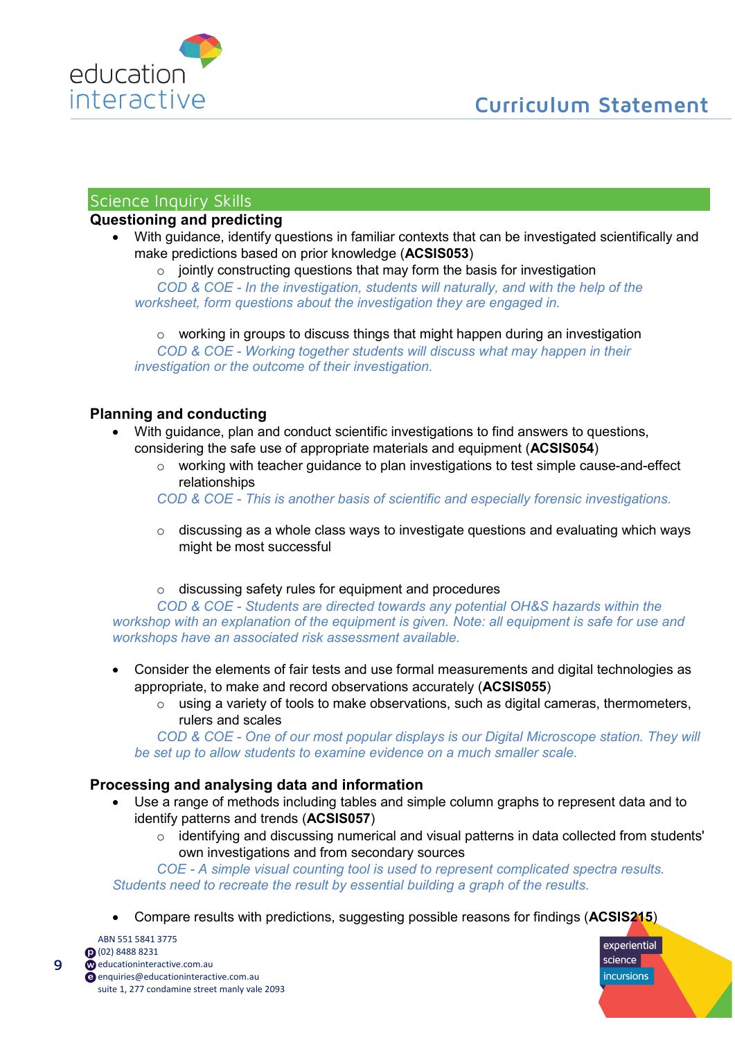## Science Inquiry Skills

### Questioning and predicting

- With guidance, identify questions in familiar contexts that can be investigated scientifically and make predictions based on prior knowledge (**ACSIS053**)
  - jointly constructing questions that may form the basis for investigation

    *COD & COE - In the investigation, students will naturally, and with the help of the worksheet, form questions about the investigation they are engaged in.*

  - working in groups to discuss things that might happen during an investigation

    *COD & COE - Working together students will discuss what may happen in their investigation or the outcome of their investigation.*

### Planning and conducting

- With guidance, plan and conduct scientific investigations to find answers to questions, considering the safe use of appropriate materials and equipment (**ACSIS054**)
  - working with teacher guidance to plan investigations to test simple cause-and-effect relationships

    *COD & COE - This is another basis of scientific and especially forensic investigations.*

  - discussing as a whole class ways to investigate questions and evaluating which ways might be most successful
  - discussing safety rules for equipment and procedures

    *COD & COE - Students are directed towards any potential OH&S hazards within the workshop with an explanation of the equipment is given. Note: all equipment is safe for use and workshops have an associated risk assessment available.*

- Consider the elements of fair tests and use formal measurements and digital technologies as appropriate, to make and record observations accurately (**ACSIS055**)
  - using a variety of tools to make observations, such as digital cameras, thermometers, rulers and scales

    *COD & COE - One of our most popular displays is our Digital Microscope station. They will be set up to allow students to examine evidence on a much smaller scale.*

### Processing and analysing data and information

- Use a range of methods including tables and simple column graphs to represent data and to identify patterns and trends (**ACSIS057**)
  - identifying and discussing numerical and visual patterns in data collected from students' own investigations and from secondary sources

    *COE - A simple visual counting tool is used to represent complicated spectra results. Students need to recreate the result by essential building a graph of the results.*

- Compare results with predictions, suggesting possible reasons for findings (**ACSIS215**)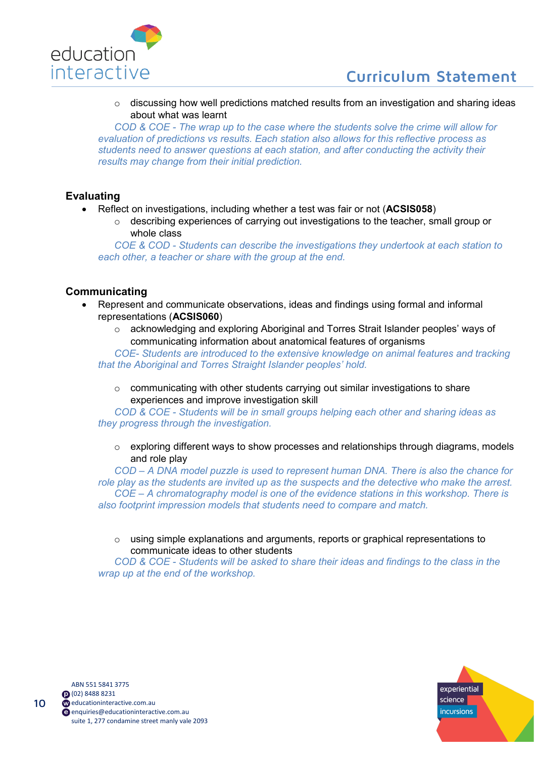- discussing how well predictions matched results from an investigation and sharing ideas about what was learnt

*COD & COE - The wrap up to the case where the students solve the crime will allow for evaluation of predictions vs results. Each station also allows for this reflective process as students need to answer questions at each station, and after conducting the activity their results may change from their initial prediction.*

### Evaluating

- Reflect on investigations, including whether a test was fair or not (**ACSIS058**)
  - describing experiences of carrying out investigations to the teacher, small group or whole class

*COE & COD - Students can describe the investigations they undertook at each station to each other, a teacher or share with the group at the end.*

### Communicating

- Represent and communicate observations, ideas and findings using formal and informal representations (**ACSIS060**)
  - acknowledging and exploring Aboriginal and Torres Strait Islander peoples' ways of communicating information about anatomical features of organisms

*COE- Students are introduced to the extensive knowledge on animal features and tracking that the Aboriginal and Torres Straight Islander peoples' hold.*

  - communicating with other students carrying out similar investigations to share experiences and improve investigation skill

*COD & COE - Students will be in small groups helping each other and sharing ideas as they progress through the investigation.*

  - exploring different ways to show processes and relationships through diagrams, models and role play

*COD – A DNA model puzzle is used to represent human DNA. There is also the chance for role play as the students are invited up as the suspects and the detective who make the arrest.*
*COE – A chromatography model is one of the evidence stations in this workshop. There is also footprint impression models that students need to compare and match.*

  - using simple explanations and arguments, reports or graphical representations to communicate ideas to other students

*COD & COE - Students will be asked to share their ideas and findings to the class in the wrap up at the end of the workshop.*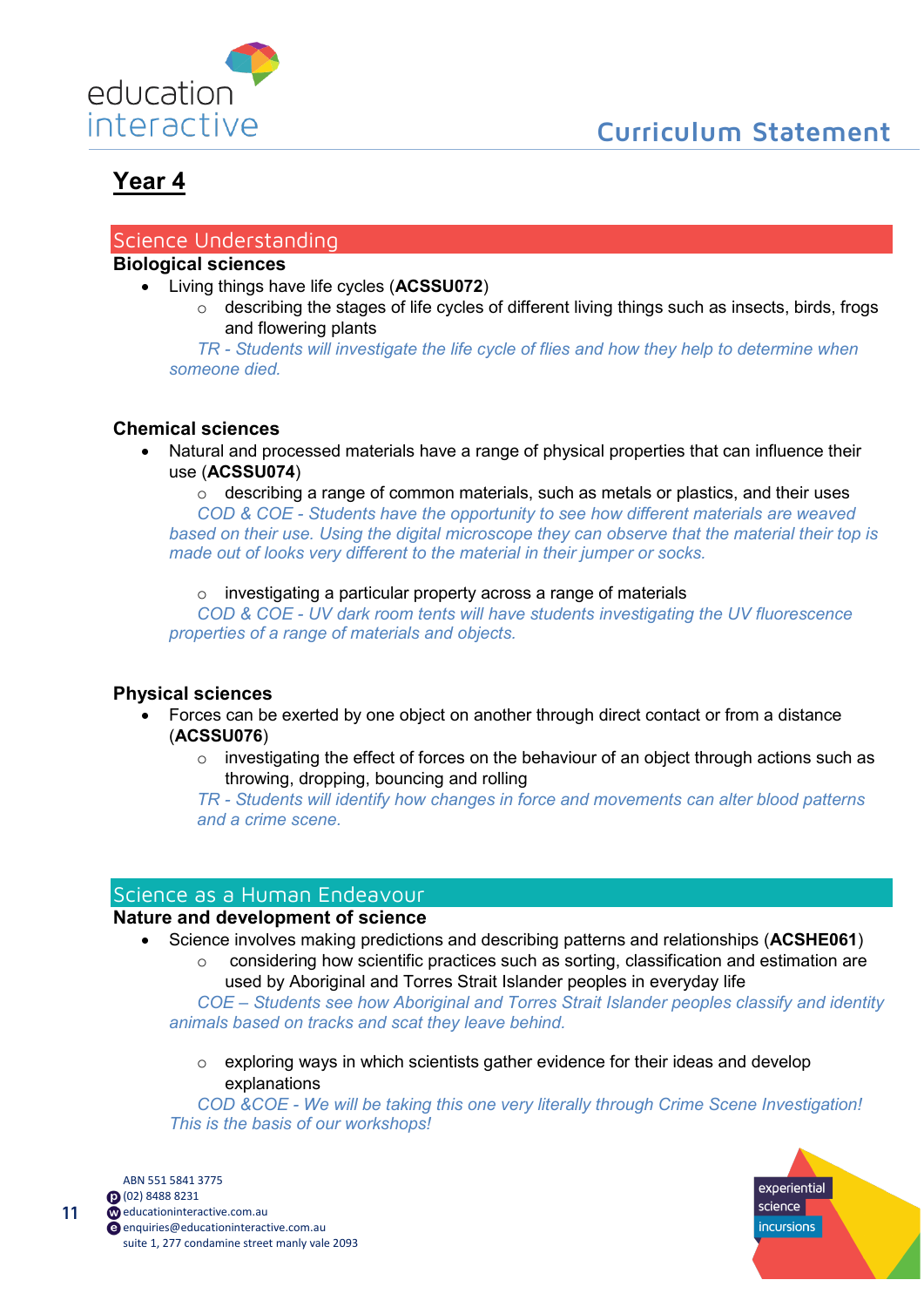# Year 4

## Science Understanding

### Biological sciences

- Living things have life cycles (**ACSSU072**)
  - describing the stages of life cycles of different living things such as insects, birds, frogs and flowering plants

    *TR - Students will investigate the life cycle of flies and how they help to determine when someone died.*

### Chemical sciences

- Natural and processed materials have a range of physical properties that can influence their use (**ACSSU074**)
  - describing a range of common materials, such as metals or plastics, and their uses

    *COD & COE - Students have the opportunity to see how different materials are weaved based on their use. Using the digital microscope they can observe that the material their top is made out of looks very different to the material in their jumper or socks.*

  - investigating a particular property across a range of materials

    *COD & COE - UV dark room tents will have students investigating the UV fluorescence properties of a range of materials and objects.*

### Physical sciences

- Forces can be exerted by one object on another through direct contact or from a distance (**ACSSU076**)
  - investigating the effect of forces on the behaviour of an object through actions such as throwing, dropping, bouncing and rolling

    *TR - Students will identify how changes in force and movements can alter blood patterns and a crime scene.*

## Science as a Human Endeavour

### Nature and development of science

- Science involves making predictions and describing patterns and relationships (**ACSHE061**)
  - considering how scientific practices such as sorting, classification and estimation are used by Aboriginal and Torres Strait Islander peoples in everyday life

    *COE – Students see how Aboriginal and Torres Strait Islander peoples classify and identity animals based on tracks and scat they leave behind.*

  - exploring ways in which scientists gather evidence for their ideas and develop explanations

    *COD &COE - We will be taking this one very literally through Crime Scene Investigation! This is the basis of our workshops!*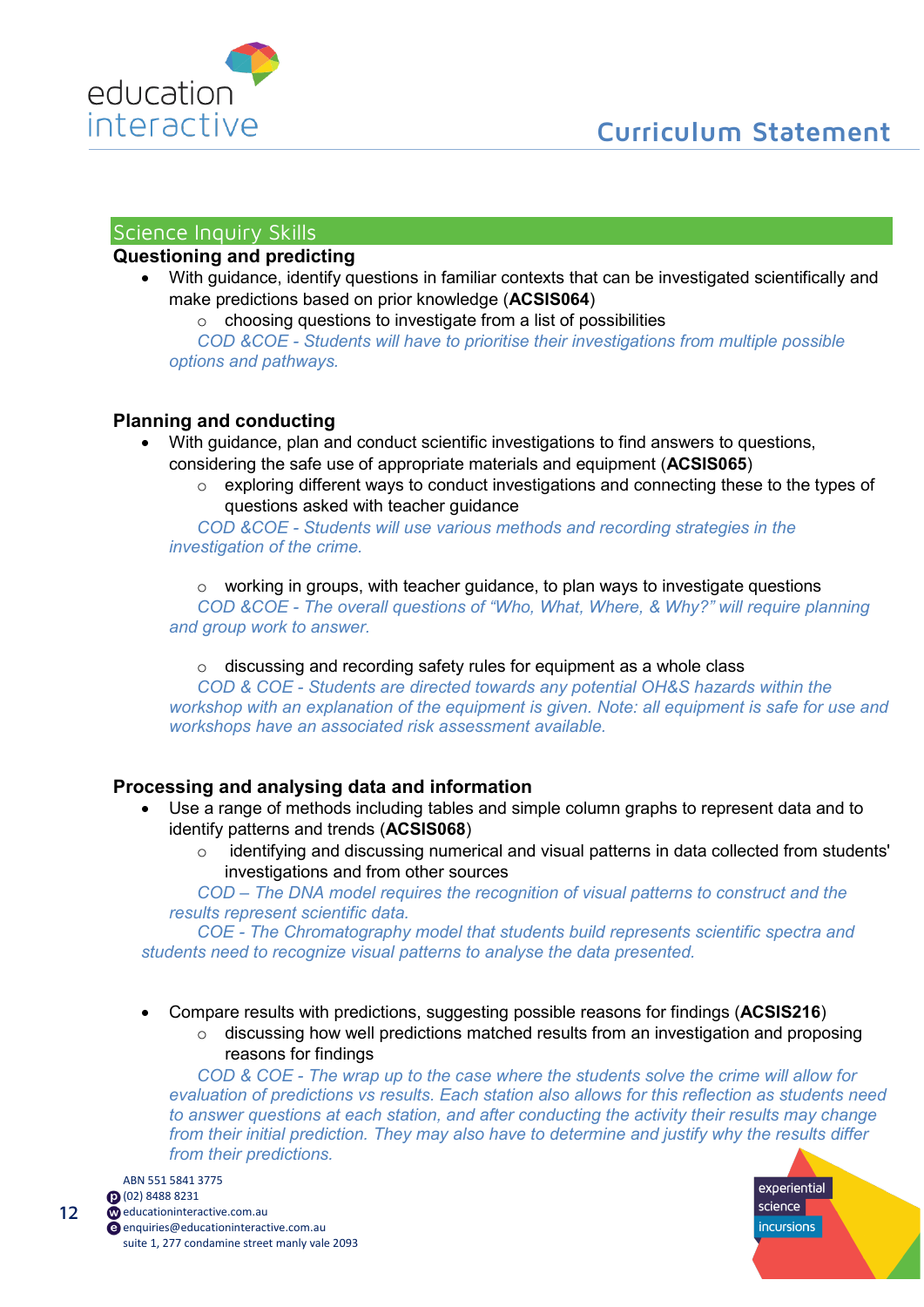## Science Inquiry Skills

### Questioning and predicting

- With guidance, identify questions in familiar contexts that can be investigated scientifically and make predictions based on prior knowledge (**ACSIS064**)
  - choosing questions to investigate from a list of possibilities

  *COD &COE - Students will have to prioritise their investigations from multiple possible options and pathways.*

### Planning and conducting

- With guidance, plan and conduct scientific investigations to find answers to questions, considering the safe use of appropriate materials and equipment (**ACSIS065**)
  - exploring different ways to conduct investigations and connecting these to the types of questions asked with teacher guidance

  *COD &COE - Students will use various methods and recording strategies in the investigation of the crime.*

  - working in groups, with teacher guidance, to plan ways to investigate questions

  *COD &COE - The overall questions of "Who, What, Where, & Why?" will require planning and group work to answer.*

  - discussing and recording safety rules for equipment as a whole class

  *COD & COE - Students are directed towards any potential OH&S hazards within the workshop with an explanation of the equipment is given. Note: all equipment is safe for use and workshops have an associated risk assessment available.*

### Processing and analysing data and information

- Use a range of methods including tables and simple column graphs to represent data and to identify patterns and trends (**ACSIS068**)
  - identifying and discussing numerical and visual patterns in data collected from students' investigations and from other sources

  *COD – The DNA model requires the recognition of visual patterns to construct and the results represent scientific data.*

  *COE - The Chromatography model that students build represents scientific spectra and students need to recognize visual patterns to analyse the data presented.*

- Compare results with predictions, suggesting possible reasons for findings (**ACSIS216**)
  - discussing how well predictions matched results from an investigation and proposing reasons for findings

  *COD & COE - The wrap up to the case where the students solve the crime will allow for evaluation of predictions vs results. Each station also allows for this reflection as students need to answer questions at each station, and after conducting the activity their results may change from their initial prediction. They may also have to determine and justify why the results differ from their predictions.*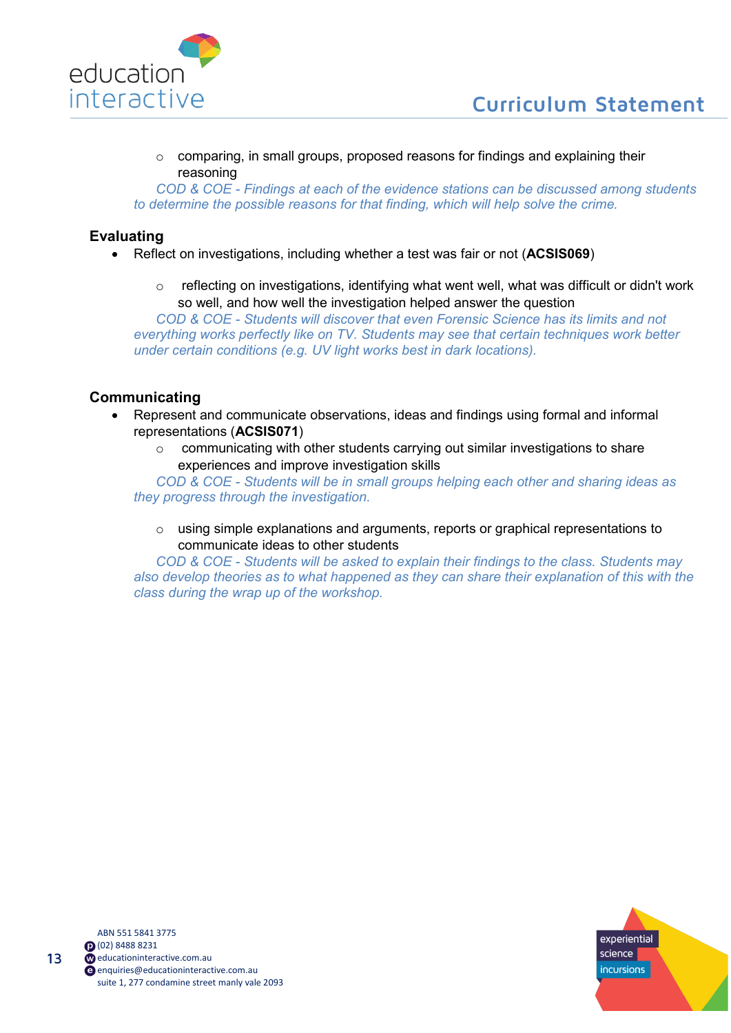- comparing, in small groups, proposed reasons for findings and explaining their reasoning

*COD & COE - Findings at each of the evidence stations can be discussed among students to determine the possible reasons for that finding, which will help solve the crime.*

### Evaluating

- Reflect on investigations, including whether a test was fair or not (**ACSIS069**)
  - reflecting on investigations, identifying what went well, what was difficult or didn't work so well, and how well the investigation helped answer the question

*COD & COE - Students will discover that even Forensic Science has its limits and not everything works perfectly like on TV. Students may see that certain techniques work better under certain conditions (e.g. UV light works best in dark locations).*

### Communicating

- Represent and communicate observations, ideas and findings using formal and informal representations (**ACSIS071**)
  - communicating with other students carrying out similar investigations to share experiences and improve investigation skills

*COD & COE - Students will be in small groups helping each other and sharing ideas as they progress through the investigation.*

  - using simple explanations and arguments, reports or graphical representations to communicate ideas to other students

*COD & COE - Students will be asked to explain their findings to the class. Students may also develop theories as to what happened as they can share their explanation of this with the class during the wrap up of the workshop.*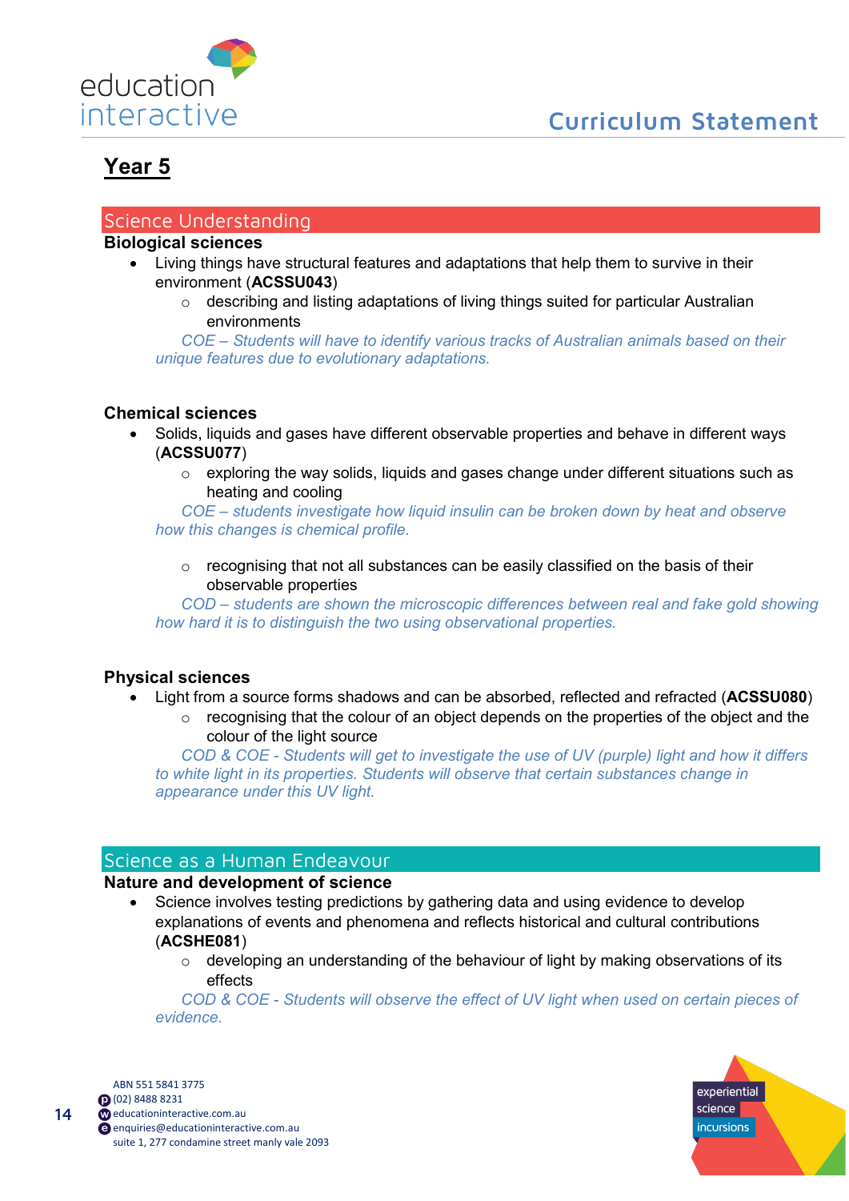# Year 5

## Science Understanding

### Biological sciences

- Living things have structural features and adaptations that help them to survive in their environment (**ACSSU043**)
  - describing and listing adaptations of living things suited for particular Australian environments

    *COE – Students will have to identify various tracks of Australian animals based on their unique features due to evolutionary adaptations.*

### Chemical sciences

- Solids, liquids and gases have different observable properties and behave in different ways (**ACSSU077**)
  - exploring the way solids, liquids and gases change under different situations such as heating and cooling

    *COE – students investigate how liquid insulin can be broken down by heat and observe how this changes is chemical profile.*

  - recognising that not all substances can be easily classified on the basis of their observable properties

    *COD – students are shown the microscopic differences between real and fake gold showing how hard it is to distinguish the two using observational properties.*

### Physical sciences

- Light from a source forms shadows and can be absorbed, reflected and refracted (**ACSSU080**)
  - recognising that the colour of an object depends on the properties of the object and the colour of the light source

    *COD & COE - Students will get to investigate the use of UV (purple) light and how it differs to white light in its properties. Students will observe that certain substances change in appearance under this UV light.*

## Science as a Human Endeavour

### Nature and development of science

- Science involves testing predictions by gathering data and using evidence to develop explanations of events and phenomena and reflects historical and cultural contributions (**ACSHE081**)
  - developing an understanding of the behaviour of light by making observations of its effects

    *COD & COE - Students will observe the effect of UV light when used on certain pieces of evidence.*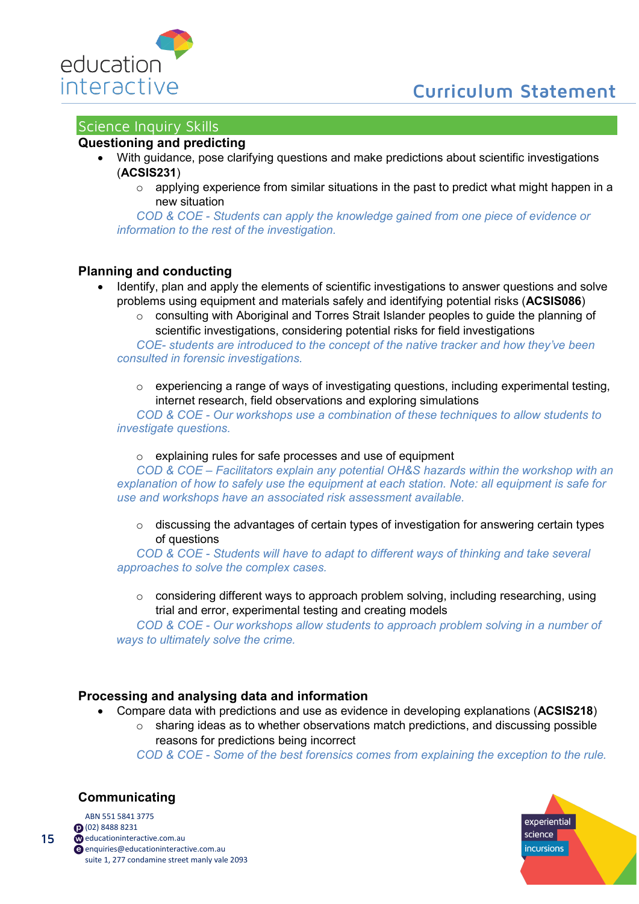## Science Inquiry Skills

### Questioning and predicting

- With guidance, pose clarifying questions and make predictions about scientific investigations (**ACSIS231**)
  - applying experience from similar situations in the past to predict what might happen in a new situation

  *COD & COE - Students can apply the knowledge gained from one piece of evidence or information to the rest of the investigation.*

### Planning and conducting

- Identify, plan and apply the elements of scientific investigations to answer questions and solve problems using equipment and materials safely and identifying potential risks (**ACSIS086**)
  - consulting with Aboriginal and Torres Strait Islander peoples to guide the planning of scientific investigations, considering potential risks for field investigations

  *COE- students are introduced to the concept of the native tracker and how they've been consulted in forensic investigations.*

  - experiencing a range of ways of investigating questions, including experimental testing, internet research, field observations and exploring simulations

  *COD & COE - Our workshops use a combination of these techniques to allow students to investigate questions.*

  - explaining rules for safe processes and use of equipment

  *COD & COE – Facilitators explain any potential OH&S hazards within the workshop with an explanation of how to safely use the equipment at each station. Note: all equipment is safe for use and workshops have an associated risk assessment available.*

  - discussing the advantages of certain types of investigation for answering certain types of questions

  *COD & COE - Students will have to adapt to different ways of thinking and take several approaches to solve the complex cases.*

  - considering different ways to approach problem solving, including researching, using trial and error, experimental testing and creating models

  *COD & COE - Our workshops allow students to approach problem solving in a number of ways to ultimately solve the crime.*

### Processing and analysing data and information

- Compare data with predictions and use as evidence in developing explanations (**ACSIS218**)
  - sharing ideas as to whether observations match predictions, and discussing possible reasons for predictions being incorrect

  *COD & COE - Some of the best forensics comes from explaining the exception to the rule.*

### Communicating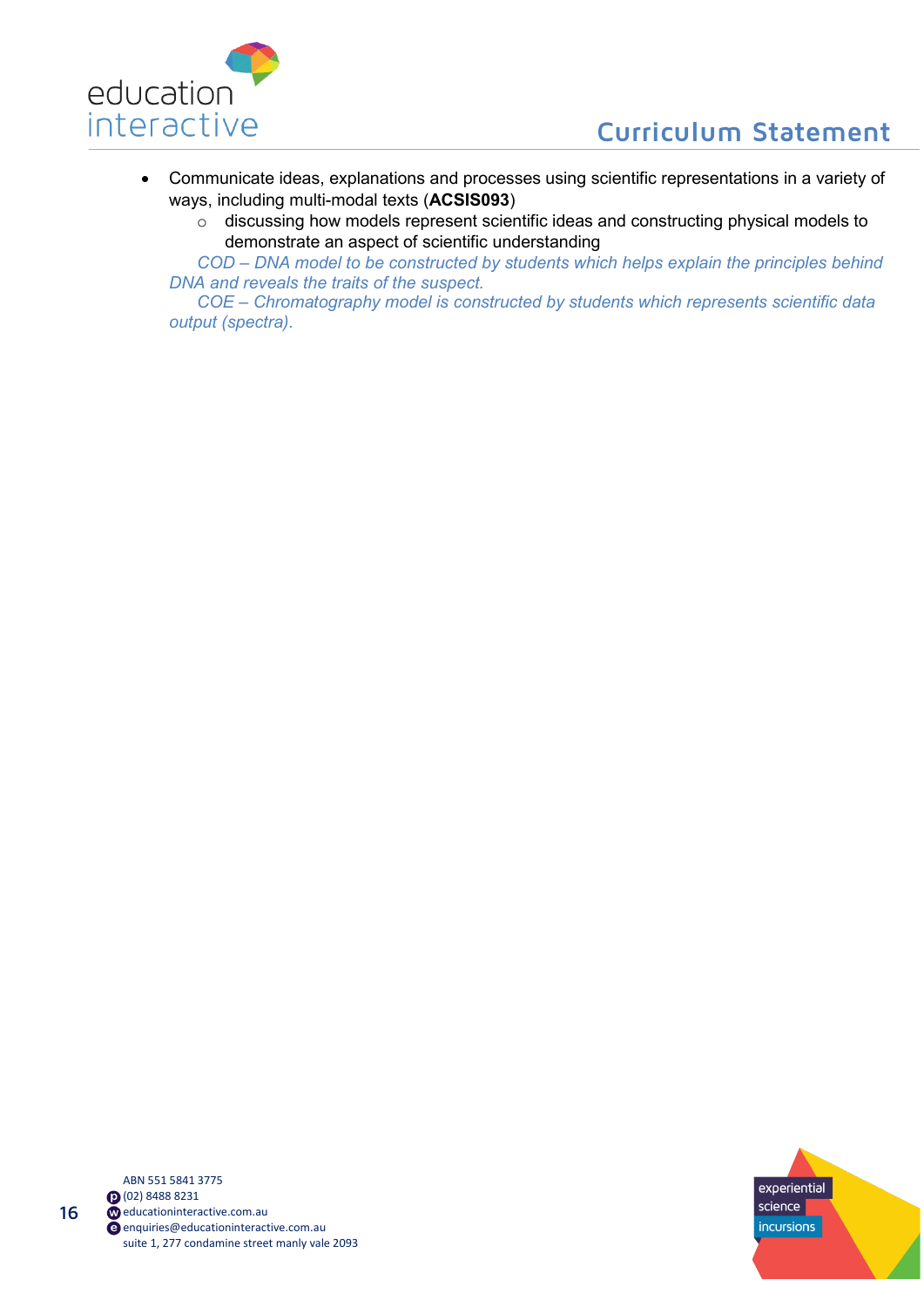- Communicate ideas, explanations and processes using scientific representations in a variety of ways, including multi-modal texts (**ACSIS093**)
  - discussing how models represent scientific ideas and constructing physical models to demonstrate an aspect of scientific understanding

  *COD – DNA model to be constructed by students which helps explain the principles behind DNA and reveals the traits of the suspect.*

  *COE – Chromatography model is constructed by students which represents scientific data output (spectra).*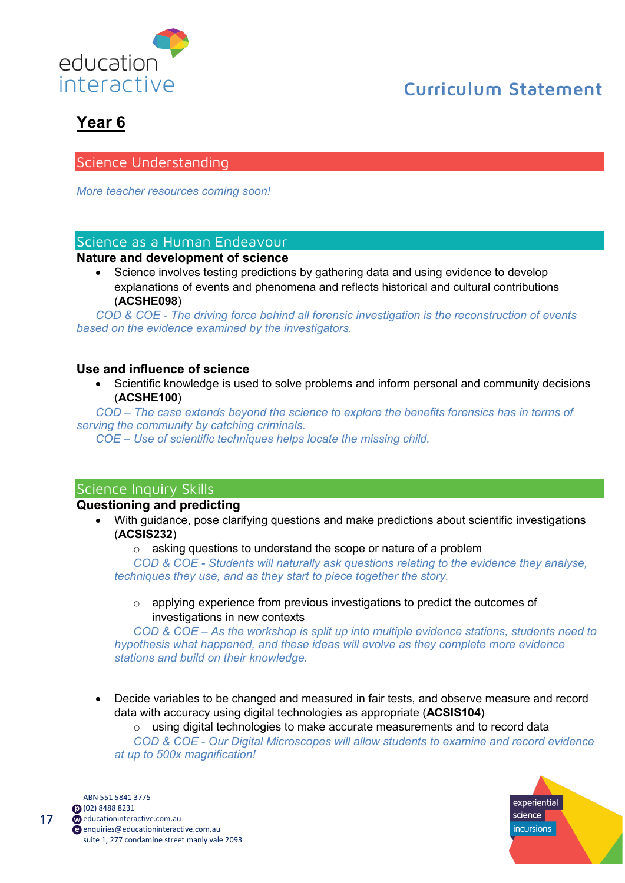## Year 6

### Science Understanding

*More teacher resources coming soon!*

### Science as a Human Endeavour

**Nature and development of science**

- Science involves testing predictions by gathering data and using evidence to develop explanations of events and phenomena and reflects historical and cultural contributions (**ACSHE098**)

*COD & COE - The driving force behind all forensic investigation is the reconstruction of events based on the evidence examined by the investigators.*

**Use and influence of science**

- Scientific knowledge is used to solve problems and inform personal and community decisions (**ACSHE100**)

*COD – The case extends beyond the science to explore the benefits forensics has in terms of serving the community by catching criminals.*

*COE – Use of scientific techniques helps locate the missing child.*

### Science Inquiry Skills

**Questioning and predicting**

- With guidance, pose clarifying questions and make predictions about scientific investigations (**ACSIS232**)
    - asking questions to understand the scope or nature of a problem

    *COD & COE - Students will naturally ask questions relating to the evidence they analyse, techniques they use, and as they start to piece together the story.*

    - applying experience from previous investigations to predict the outcomes of investigations in new contexts

    *COD & COE – As the workshop is split up into multiple evidence stations, students need to hypothesis what happened, and these ideas will evolve as they complete more evidence stations and build on their knowledge.*

- Decide variables to be changed and measured in fair tests, and observe measure and record data with accuracy using digital technologies as appropriate (**ACSIS104**)
    - using digital technologies to make accurate measurements and to record data

    *COD & COE - Our Digital Microscopes will allow students to examine and record evidence at up to 500x magnification!*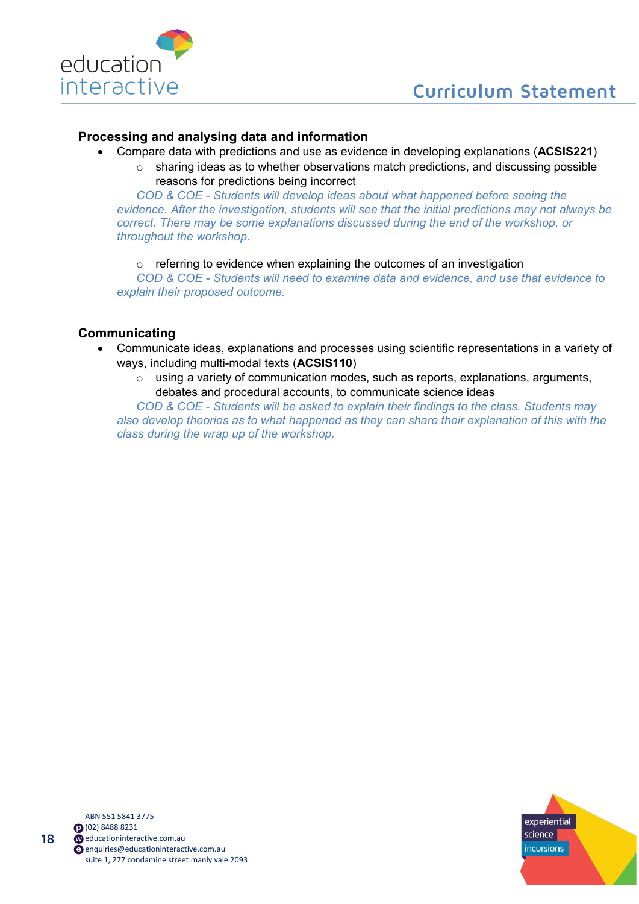### Processing and analysing data and information

- Compare data with predictions and use as evidence in developing explanations (**ACSIS221**)
  - sharing ideas as to whether observations match predictions, and discussing possible reasons for predictions being incorrect

  *COD & COE - Students will develop ideas about what happened before seeing the evidence. After the investigation, students will see that the initial predictions may not always be correct. There may be some explanations discussed during the end of the workshop, or throughout the workshop.*

  - referring to evidence when explaining the outcomes of an investigation

  *COD & COE - Students will need to examine data and evidence, and use that evidence to explain their proposed outcome.*

### Communicating

- Communicate ideas, explanations and processes using scientific representations in a variety of ways, including multi-modal texts (**ACSIS110**)
  - using a variety of communication modes, such as reports, explanations, arguments, debates and procedural accounts, to communicate science ideas

  *COD & COE - Students will be asked to explain their findings to the class. Students may also develop theories as to what happened as they can share their explanation of this with the class during the wrap up of the workshop.*